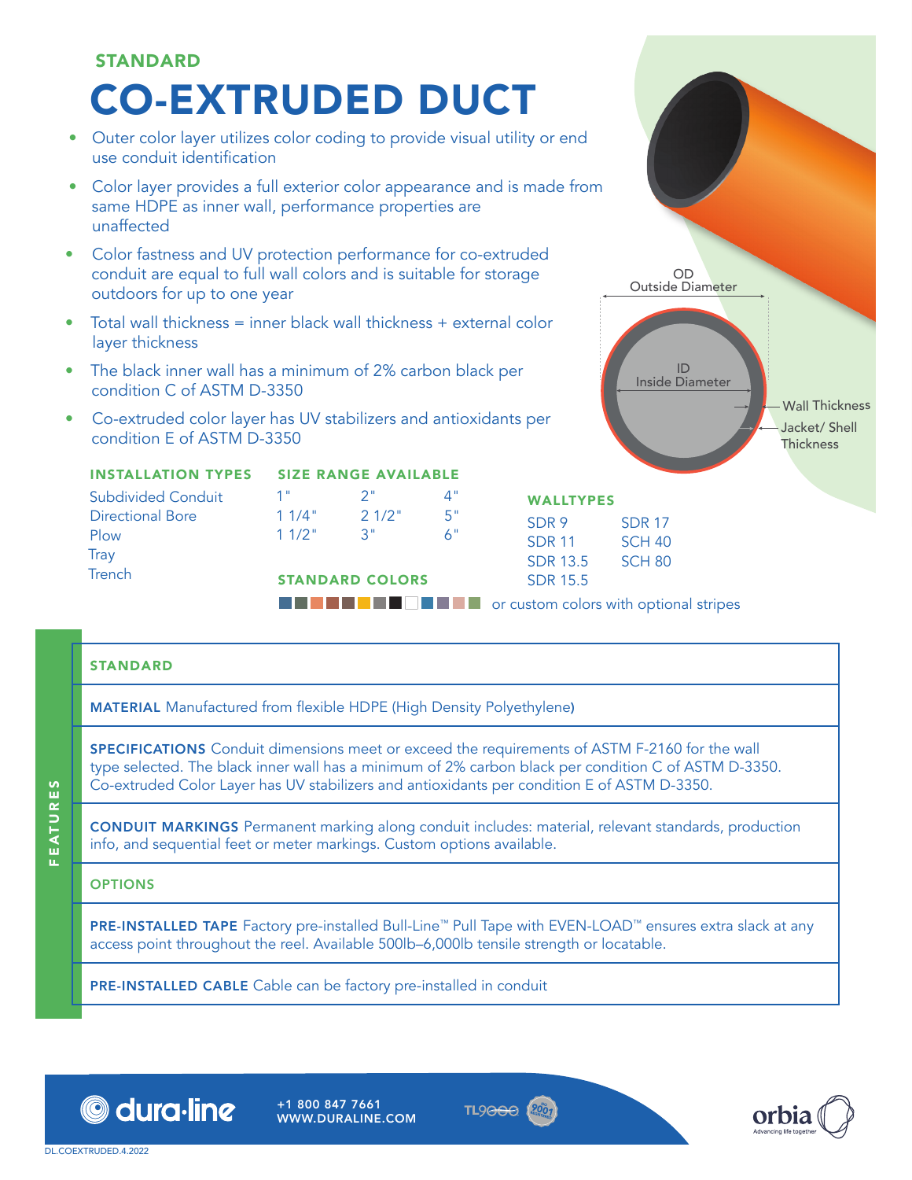## STANDARD

# CO-EXTRUDED DUCT

- Outer color layer utilizes color coding to provide visual utility or end use conduit identification
- Color layer provides a full exterior color appearance and is made from same HDPE as inner wall, performance properties are unaffected
- Color fastness and UV protection performance for co-extruded conduit are equal to full wall colors and is suitable for storage outdoors for up to one year
- Total wall thickness = inner black wall thickness + external color layer thickness
- The black inner wall has a minimum of 2% carbon black per condition C of ASTM D-3350
- Co-extruded color layer has UV stabilizers and antioxidants per condition E of ASTM D-3350

OD Outside Diameter

ID Inside Diameter

Wall Thickness

Jacket/ Shell Thickness

**INSTALLATION TYPES**

- Subdivided Conduit
- Directional Bore
- Plow
- Tray
- Trench

**SIZE RANGE AVAILABLE**

| | | |
|---|---|---|
| 1" | 2" | 4" |
| 1 1/4" | 2 1/2" | 5" |
| 1 1/2" | 3" | 6" |

**WALLTYPES**

| | |
|---|---|
| SDR 9 | SDR 17 |
| SDR 11 | SCH 40 |
| SDR 13.5 | SCH 80 |
| SDR 15.5 | |

**STANDARD COLORS**

or custom colors with optional stripes

**FEATURES**

**STANDARD**

**MATERIAL** Manufactured from flexible HDPE (High Density Polyethylene)

**SPECIFICATIONS** Conduit dimensions meet or exceed the requirements of ASTM F-2160 for the wall type selected. The black inner wall has a minimum of 2% carbon black per condition C of ASTM D-3350. Co-extruded Color Layer has UV stabilizers and antioxidants per condition E of ASTM D-3350.

**CONDUIT MARKINGS** Permanent marking along conduit includes: material, relevant standards, production info, and sequential feet or meter markings. Custom options available.

**OPTIONS**

**PRE-INSTALLED TAPE** Factory pre-installed Bull-Line™ Pull Tape with EVEN-LOAD™ ensures extra slack at any access point throughout the reel. Available 500lb–6,000lb tensile strength or locatable.

**PRE-INSTALLED CABLE** Cable can be factory pre-installed in conduit

dura·line +1 800 847 7661 WWW.DURALINE.COM

TL9000 ISO 9001

orbia Advancing life together

DL.COEXTRUDED.4.2022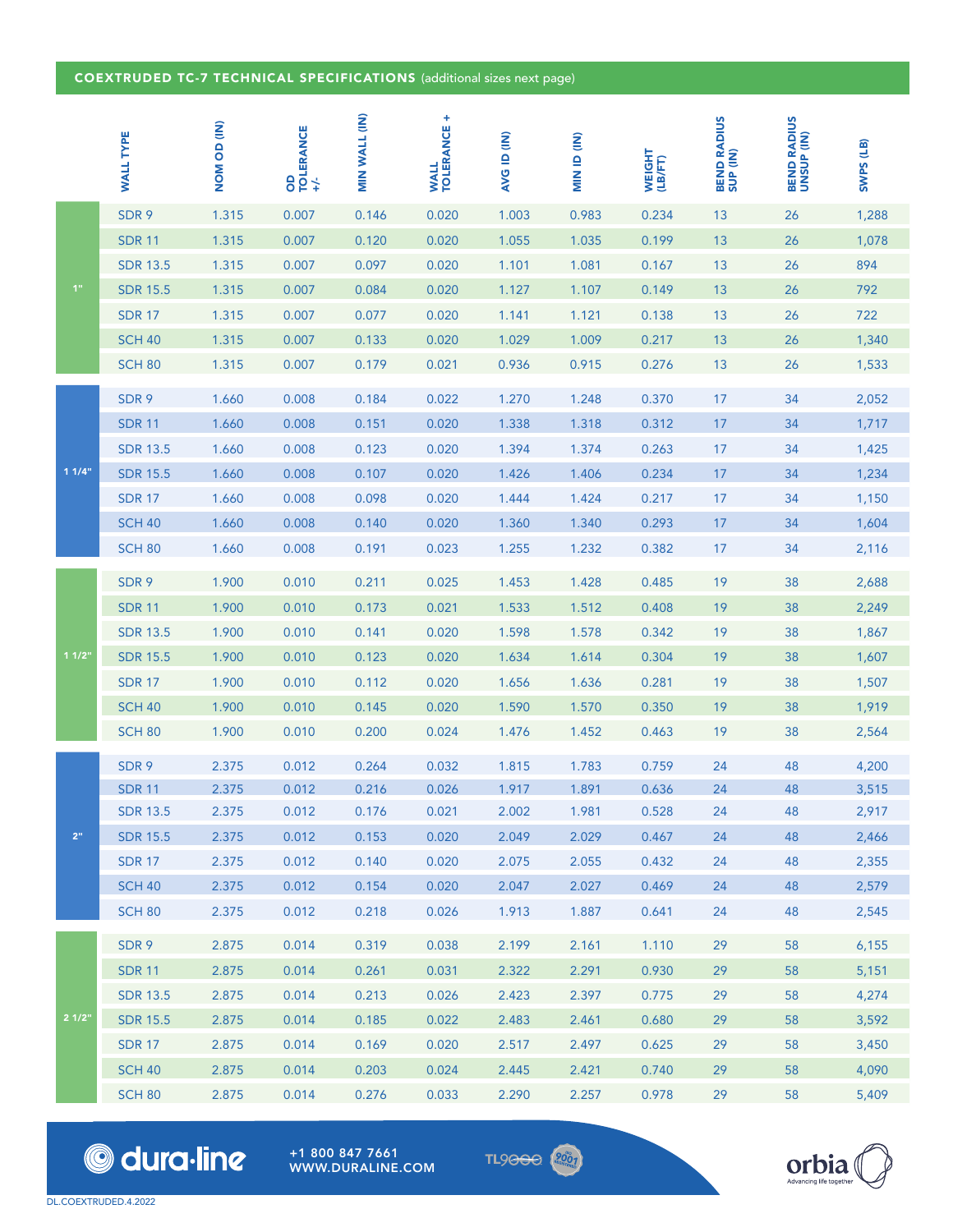## COEXTRUDED TC-7 TECHNICAL SPECIFICATIONS (additional sizes next page)

| | WALL TYPE | NOM OD (IN) | OD TOLERANCE +/- | MIN WALL (IN) | WALL TOLERANCE + | AVG ID (IN) | MIN ID (IN) | WEIGHT (LB/FT) | BEND RADIUS SUP (IN) | BEND RADIUS UNSUP (IN) | SWPS (LB) |
|---|---|---|---|---|---|---|---|---|---|---|---|
| 1" | SDR 9 | 1.315 | 0.007 | 0.146 | 0.020 | 1.003 | 0.983 | 0.234 | 13 | 26 | 1,288 |
| | SDR 11 | 1.315 | 0.007 | 0.120 | 0.020 | 1.055 | 1.035 | 0.199 | 13 | 26 | 1,078 |
| | SDR 13.5 | 1.315 | 0.007 | 0.097 | 0.020 | 1.101 | 1.081 | 0.167 | 13 | 26 | 894 |
| | SDR 15.5 | 1.315 | 0.007 | 0.084 | 0.020 | 1.127 | 1.107 | 0.149 | 13 | 26 | 792 |
| | SDR 17 | 1.315 | 0.007 | 0.077 | 0.020 | 1.141 | 1.121 | 0.138 | 13 | 26 | 722 |
| | SCH 40 | 1.315 | 0.007 | 0.133 | 0.020 | 1.029 | 1.009 | 0.217 | 13 | 26 | 1,340 |
| | SCH 80 | 1.315 | 0.007 | 0.179 | 0.021 | 0.936 | 0.915 | 0.276 | 13 | 26 | 1,533 |
| 1 1/4" | SDR 9 | 1.660 | 0.008 | 0.184 | 0.022 | 1.270 | 1.248 | 0.370 | 17 | 34 | 2,052 |
| | SDR 11 | 1.660 | 0.008 | 0.151 | 0.020 | 1.338 | 1.318 | 0.312 | 17 | 34 | 1,717 |
| | SDR 13.5 | 1.660 | 0.008 | 0.123 | 0.020 | 1.394 | 1.374 | 0.263 | 17 | 34 | 1,425 |
| | SDR 15.5 | 1.660 | 0.008 | 0.107 | 0.020 | 1.426 | 1.406 | 0.234 | 17 | 34 | 1,234 |
| | SDR 17 | 1.660 | 0.008 | 0.098 | 0.020 | 1.444 | 1.424 | 0.217 | 17 | 34 | 1,150 |
| | SCH 40 | 1.660 | 0.008 | 0.140 | 0.020 | 1.360 | 1.340 | 0.293 | 17 | 34 | 1,604 |
| | SCH 80 | 1.660 | 0.008 | 0.191 | 0.023 | 1.255 | 1.232 | 0.382 | 17 | 34 | 2,116 |
| 1 1/2" | SDR 9 | 1.900 | 0.010 | 0.211 | 0.025 | 1.453 | 1.428 | 0.485 | 19 | 38 | 2,688 |
| | SDR 11 | 1.900 | 0.010 | 0.173 | 0.021 | 1.533 | 1.512 | 0.408 | 19 | 38 | 2,249 |
| | SDR 13.5 | 1.900 | 0.010 | 0.141 | 0.020 | 1.598 | 1.578 | 0.342 | 19 | 38 | 1,867 |
| | SDR 15.5 | 1.900 | 0.010 | 0.123 | 0.020 | 1.634 | 1.614 | 0.304 | 19 | 38 | 1,607 |
| | SDR 17 | 1.900 | 0.010 | 0.112 | 0.020 | 1.656 | 1.636 | 0.281 | 19 | 38 | 1,507 |
| | SCH 40 | 1.900 | 0.010 | 0.145 | 0.020 | 1.590 | 1.570 | 0.350 | 19 | 38 | 1,919 |
| | SCH 80 | 1.900 | 0.010 | 0.200 | 0.024 | 1.476 | 1.452 | 0.463 | 19 | 38 | 2,564 |
| 2" | SDR 9 | 2.375 | 0.012 | 0.264 | 0.032 | 1.815 | 1.783 | 0.759 | 24 | 48 | 4,200 |
| | SDR 11 | 2.375 | 0.012 | 0.216 | 0.026 | 1.917 | 1.891 | 0.636 | 24 | 48 | 3,515 |
| | SDR 13.5 | 2.375 | 0.012 | 0.176 | 0.021 | 2.002 | 1.981 | 0.528 | 24 | 48 | 2,917 |
| | SDR 15.5 | 2.375 | 0.012 | 0.153 | 0.020 | 2.049 | 2.029 | 0.467 | 24 | 48 | 2,466 |
| | SDR 17 | 2.375 | 0.012 | 0.140 | 0.020 | 2.075 | 2.055 | 0.432 | 24 | 48 | 2,355 |
| | SCH 40 | 2.375 | 0.012 | 0.154 | 0.020 | 2.047 | 2.027 | 0.469 | 24 | 48 | 2,579 |
| | SCH 80 | 2.375 | 0.012 | 0.218 | 0.026 | 1.913 | 1.887 | 0.641 | 24 | 48 | 2,545 |
| 2 1/2" | SDR 9 | 2.875 | 0.014 | 0.319 | 0.038 | 2.199 | 2.161 | 1.110 | 29 | 58 | 6,155 |
| | SDR 11 | 2.875 | 0.014 | 0.261 | 0.031 | 2.322 | 2.291 | 0.930 | 29 | 58 | 5,151 |
| | SDR 13.5 | 2.875 | 0.014 | 0.213 | 0.026 | 2.423 | 2.397 | 0.775 | 29 | 58 | 4,274 |
| | SDR 15.5 | 2.875 | 0.014 | 0.185 | 0.022 | 2.483 | 2.461 | 0.680 | 29 | 58 | 3,592 |
| | SDR 17 | 2.875 | 0.014 | 0.169 | 0.020 | 2.517 | 2.497 | 0.625 | 29 | 58 | 3,450 |
| | SCH 40 | 2.875 | 0.014 | 0.203 | 0.024 | 2.445 | 2.421 | 0.740 | 29 | 58 | 4,090 |
| | SCH 80 | 2.875 | 0.014 | 0.276 | 0.033 | 2.290 | 2.257 | 0.978 | 29 | 58 | 5,409 |

dura·line

+1 800 847 7661
WWW.DURALINE.COM

TL9000 ISO 9001

orbia
Advancing life together

DL.COEXTRUDED.4.2022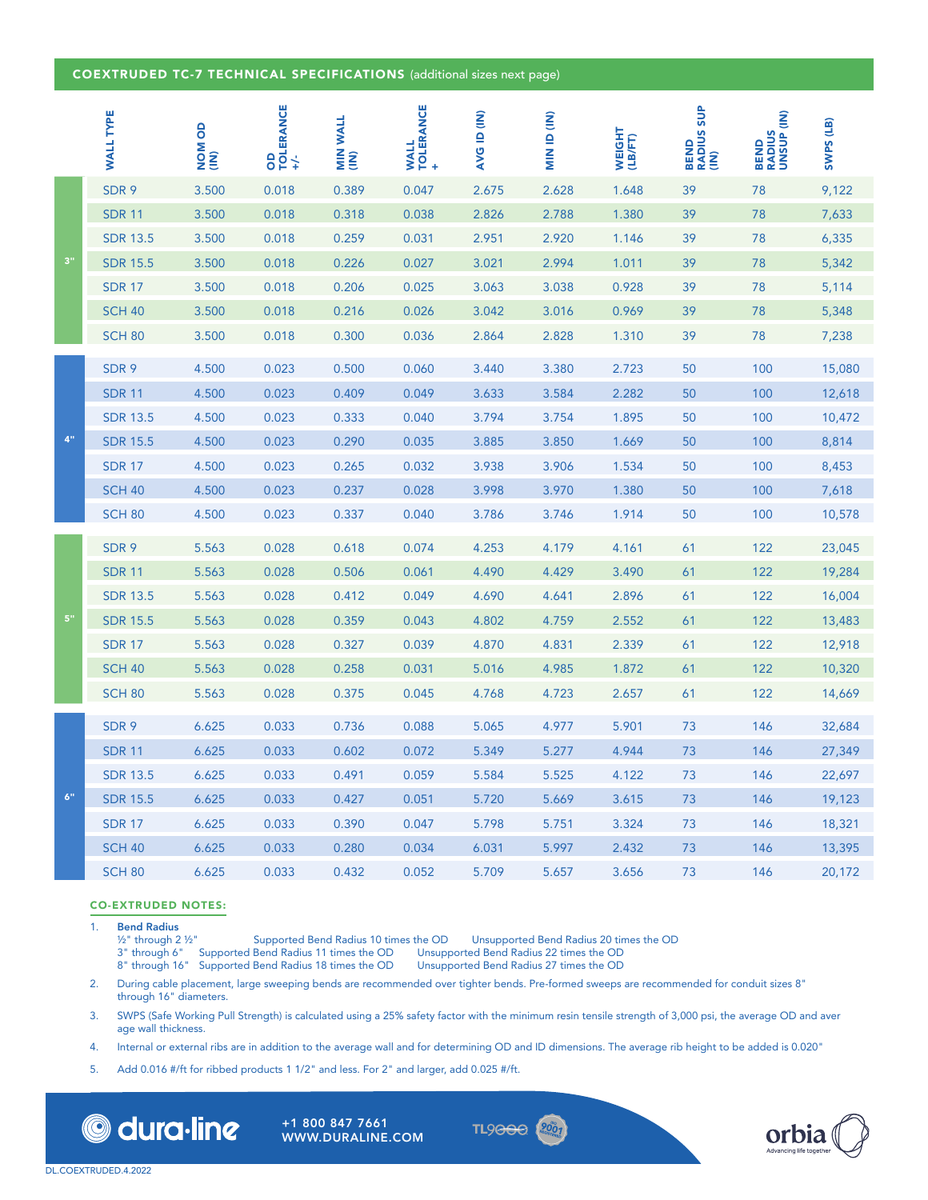## COEXTRUDED TC-7 TECHNICAL SPECIFICATIONS (additional sizes next page)

| | WALL TYPE | NOM OD (IN) | OD TOLERANCE +/- | MIN WALL (IN) | WALL TOLERANCE + | AVG ID (IN) | MIN ID (IN) | WEIGHT (LB/FT) | BEND RADIUS SUP (IN) | BEND RADIUS UNSUP (IN) | SWPS (LB) |
|---|---|---|---|---|---|---|---|---|---|---|---|
| 3" | SDR 9 | 3.500 | 0.018 | 0.389 | 0.047 | 2.675 | 2.628 | 1.648 | 39 | 78 | 9,122 |
| | SDR 11 | 3.500 | 0.018 | 0.318 | 0.038 | 2.826 | 2.788 | 1.380 | 39 | 78 | 7,633 |
| | SDR 13.5 | 3.500 | 0.018 | 0.259 | 0.031 | 2.951 | 2.920 | 1.146 | 39 | 78 | 6,335 |
| | SDR 15.5 | 3.500 | 0.018 | 0.226 | 0.027 | 3.021 | 2.994 | 1.011 | 39 | 78 | 5,342 |
| | SDR 17 | 3.500 | 0.018 | 0.206 | 0.025 | 3.063 | 3.038 | 0.928 | 39 | 78 | 5,114 |
| | SCH 40 | 3.500 | 0.018 | 0.216 | 0.026 | 3.042 | 3.016 | 0.969 | 39 | 78 | 5,348 |
| | SCH 80 | 3.500 | 0.018 | 0.300 | 0.036 | 2.864 | 2.828 | 1.310 | 39 | 78 | 7,238 |
| 4" | SDR 9 | 4.500 | 0.023 | 0.500 | 0.060 | 3.440 | 3.380 | 2.723 | 50 | 100 | 15,080 |
| | SDR 11 | 4.500 | 0.023 | 0.409 | 0.049 | 3.633 | 3.584 | 2.282 | 50 | 100 | 12,618 |
| | SDR 13.5 | 4.500 | 0.023 | 0.333 | 0.040 | 3.794 | 3.754 | 1.895 | 50 | 100 | 10,472 |
| | SDR 15.5 | 4.500 | 0.023 | 0.290 | 0.035 | 3.885 | 3.850 | 1.669 | 50 | 100 | 8,814 |
| | SDR 17 | 4.500 | 0.023 | 0.265 | 0.032 | 3.938 | 3.906 | 1.534 | 50 | 100 | 8,453 |
| | SCH 40 | 4.500 | 0.023 | 0.237 | 0.028 | 3.998 | 3.970 | 1.380 | 50 | 100 | 7,618 |
| | SCH 80 | 4.500 | 0.023 | 0.337 | 0.040 | 3.786 | 3.746 | 1.914 | 50 | 100 | 10,578 |
| 5" | SDR 9 | 5.563 | 0.028 | 0.618 | 0.074 | 4.253 | 4.179 | 4.161 | 61 | 122 | 23,045 |
| | SDR 11 | 5.563 | 0.028 | 0.506 | 0.061 | 4.490 | 4.429 | 3.490 | 61 | 122 | 19,284 |
| | SDR 13.5 | 5.563 | 0.028 | 0.412 | 0.049 | 4.690 | 4.641 | 2.896 | 61 | 122 | 16,004 |
| | SDR 15.5 | 5.563 | 0.028 | 0.359 | 0.043 | 4.802 | 4.759 | 2.552 | 61 | 122 | 13,483 |
| | SDR 17 | 5.563 | 0.028 | 0.327 | 0.039 | 4.870 | 4.831 | 2.339 | 61 | 122 | 12,918 |
| | SCH 40 | 5.563 | 0.028 | 0.258 | 0.031 | 5.016 | 4.985 | 1.872 | 61 | 122 | 10,320 |
| | SCH 80 | 5.563 | 0.028 | 0.375 | 0.045 | 4.768 | 4.723 | 2.657 | 61 | 122 | 14,669 |
| 6" | SDR 9 | 6.625 | 0.033 | 0.736 | 0.088 | 5.065 | 4.977 | 5.901 | 73 | 146 | 32,684 |
| | SDR 11 | 6.625 | 0.033 | 0.602 | 0.072 | 5.349 | 5.277 | 4.944 | 73 | 146 | 27,349 |
| | SDR 13.5 | 6.625 | 0.033 | 0.491 | 0.059 | 5.584 | 5.525 | 4.122 | 73 | 146 | 22,697 |
| | SDR 15.5 | 6.625 | 0.033 | 0.427 | 0.051 | 5.720 | 5.669 | 3.615 | 73 | 146 | 19,123 |
| | SDR 17 | 6.625 | 0.033 | 0.390 | 0.047 | 5.798 | 5.751 | 3.324 | 73 | 146 | 18,321 |
| | SCH 40 | 6.625 | 0.033 | 0.280 | 0.034 | 6.031 | 5.997 | 2.432 | 73 | 146 | 13,395 |
| | SCH 80 | 6.625 | 0.033 | 0.432 | 0.052 | 5.709 | 5.657 | 3.656 | 73 | 146 | 20,172 |

### CO-EXTRUDED NOTES:

1. **Bend Radius**
   ½" through 2 ½" — Supported Bend Radius 10 times the OD — Unsupported Bend Radius 20 times the OD
   3" through 6" — Supported Bend Radius 11 times the OD — Unsupported Bend Radius 22 times the OD
   8" through 16" — Supported Bend Radius 18 times the OD — Unsupported Bend Radius 27 times the OD
2. During cable placement, large sweeping bends are recommended over tighter bends. Pre-formed sweeps are recommended for conduit sizes 8" through 16" diameters.
3. SWPS (Safe Working Pull Strength) is calculated using a 25% safety factor with the minimum resin tensile strength of 3,000 psi, the average OD and average wall thickness.
4. Internal or external ribs are in addition to the average wall and for determining OD and ID dimensions. The average rib height to be added is 0.020"
5. Add 0.016 #/ft for ribbed products 1 1/2" and less. For 2" and larger, add 0.025 #/ft.

dura·line +1 800 847 7661 WWW.DURALINE.COM

TL9000 9001

orbia Advancing life together

DL.COEXTRUDED.4.2022